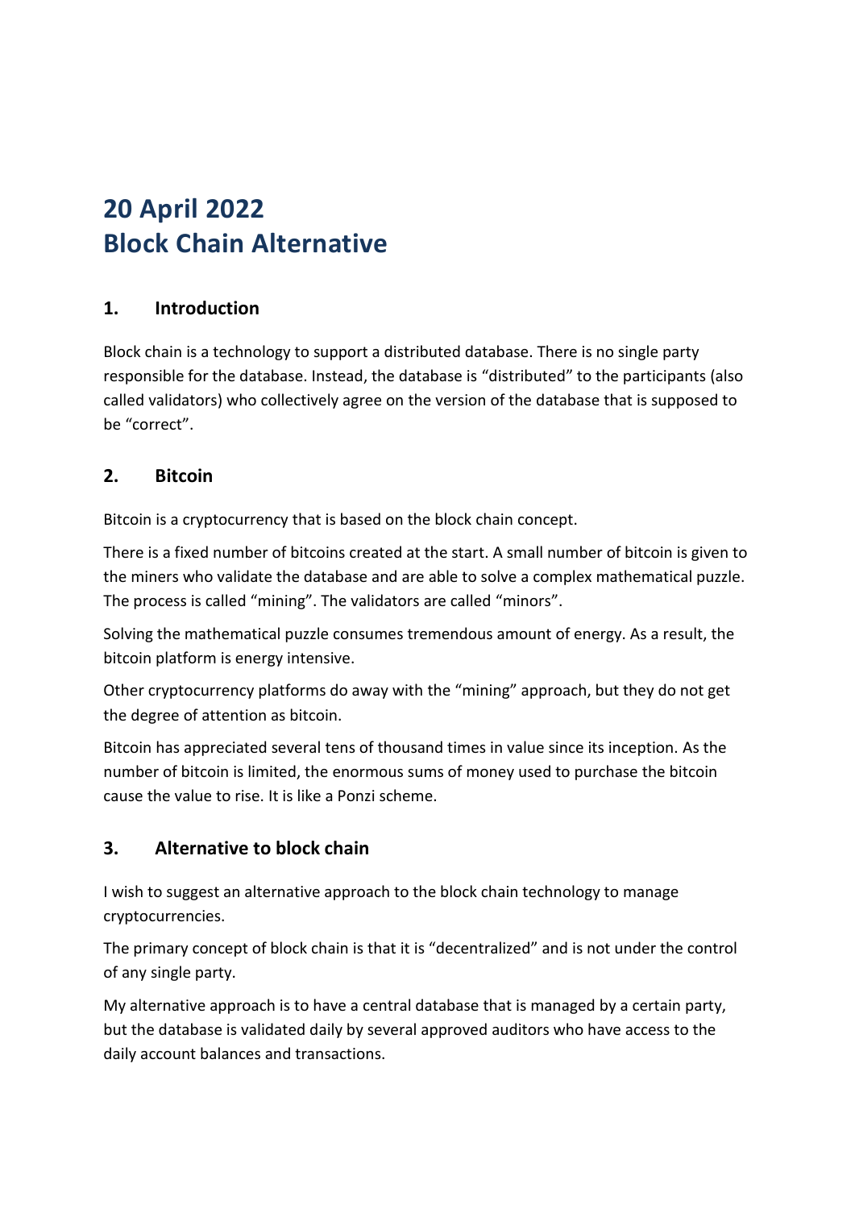# 20 April 2022
# Block Chain Alternative

## 1. Introduction

Block chain is a technology to support a distributed database. There is no single party responsible for the database. Instead, the database is "distributed" to the participants (also called validators) who collectively agree on the version of the database that is supposed to be "correct".

## 2. Bitcoin

Bitcoin is a cryptocurrency that is based on the block chain concept.

There is a fixed number of bitcoins created at the start. A small number of bitcoin is given to the miners who validate the database and are able to solve a complex mathematical puzzle. The process is called "mining". The validators are called "minors".

Solving the mathematical puzzle consumes tremendous amount of energy. As a result, the bitcoin platform is energy intensive.

Other cryptocurrency platforms do away with the "mining" approach, but they do not get the degree of attention as bitcoin.

Bitcoin has appreciated several tens of thousand times in value since its inception. As the number of bitcoin is limited, the enormous sums of money used to purchase the bitcoin cause the value to rise. It is like a Ponzi scheme.

## 3. Alternative to block chain

I wish to suggest an alternative approach to the block chain technology to manage cryptocurrencies.

The primary concept of block chain is that it is "decentralized" and is not under the control of any single party.

My alternative approach is to have a central database that is managed by a certain party, but the database is validated daily by several approved auditors who have access to the daily account balances and transactions.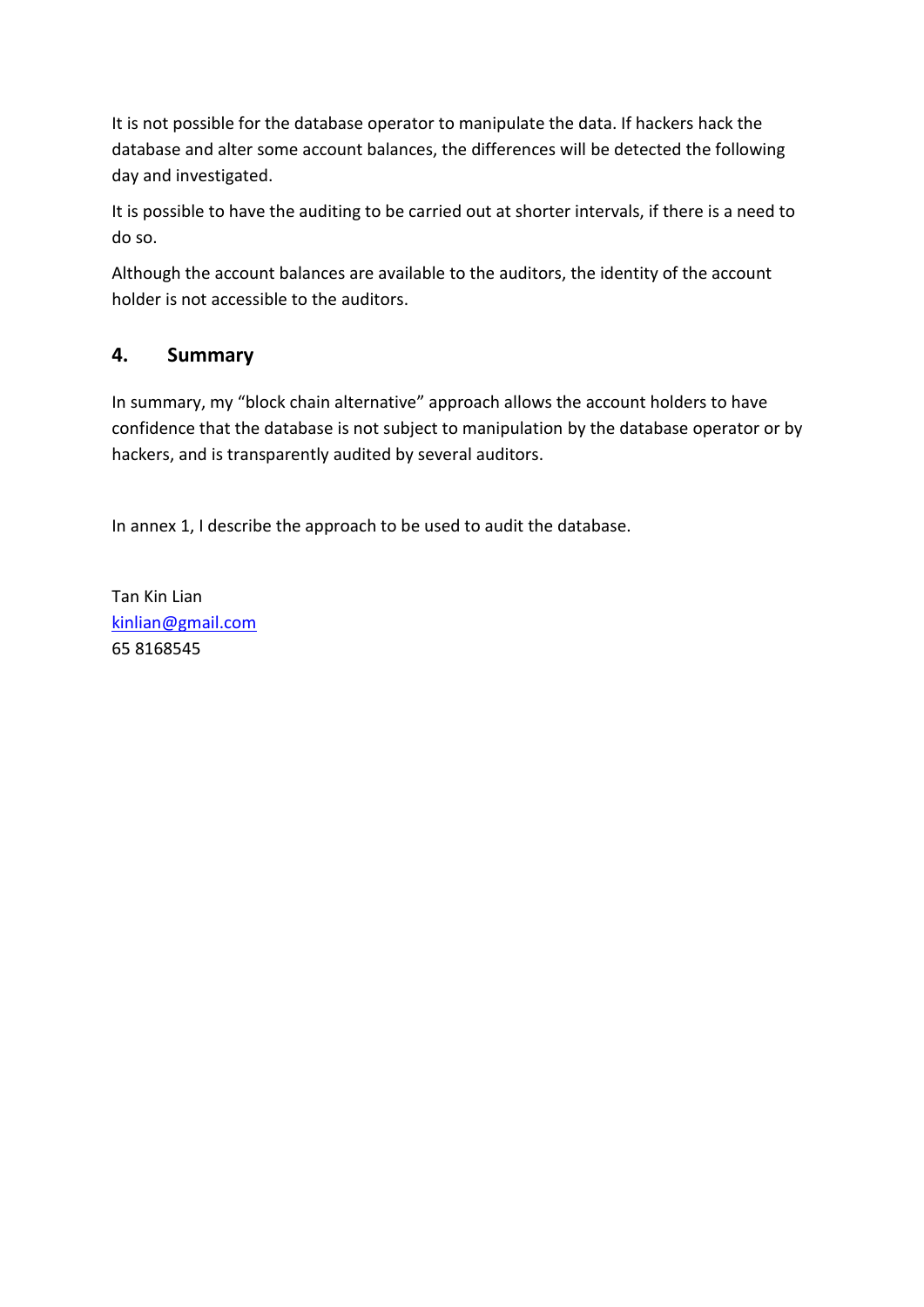It is not possible for the database operator to manipulate the data. If hackers hack the database and alter some account balances, the differences will be detected the following day and investigated.

It is possible to have the auditing to be carried out at shorter intervals, if there is a need to do so.

Although the account balances are available to the auditors, the identity of the account holder is not accessible to the auditors.

## 4. Summary

In summary, my "block chain alternative" approach allows the account holders to have confidence that the database is not subject to manipulation by the database operator or by hackers, and is transparently audited by several auditors.

In annex 1, I describe the approach to be used to audit the database.

Tan Kin Lian
kinlian@gmail.com
65 8168545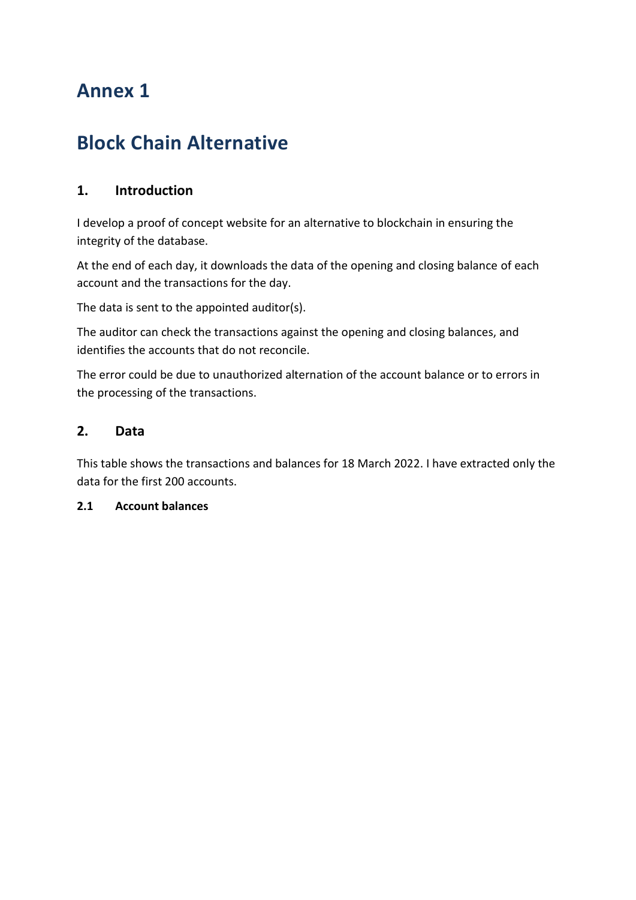# Annex 1

# Block Chain Alternative

## 1. Introduction

I develop a proof of concept website for an alternative to blockchain in ensuring the integrity of the database.

At the end of each day, it downloads the data of the opening and closing balance of each account and the transactions for the day.

The data is sent to the appointed auditor(s).

The auditor can check the transactions against the opening and closing balances, and identifies the accounts that do not reconcile.

The error could be due to unauthorized alternation of the account balance or to errors in the processing of the transactions.

## 2. Data

This table shows the transactions and balances for 18 March 2022. I have extracted only the data for the first 200 accounts.

### 2.1 Account balances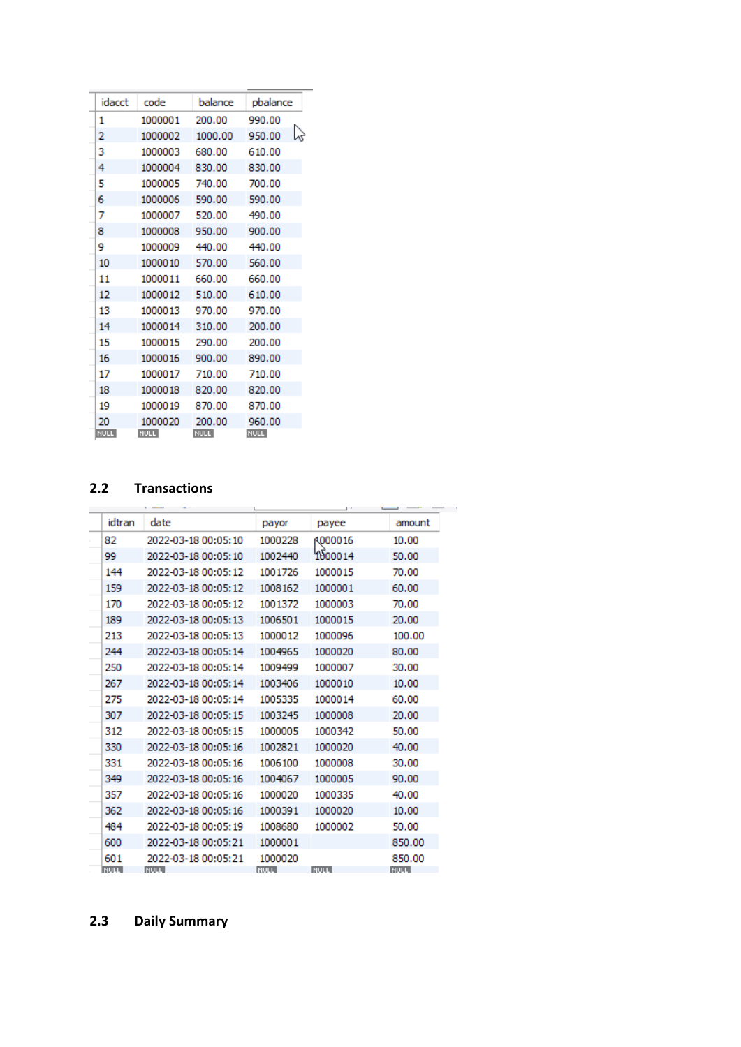| idacct | code | balance | pbalance |
|---|---|---|---|
| 1 | 1000001 | 200.00 | 990.00 |
| 2 | 1000002 | 1000.00 | 950.00 |
| 3 | 1000003 | 680.00 | 610.00 |
| 4 | 1000004 | 830.00 | 830.00 |
| 5 | 1000005 | 740.00 | 700.00 |
| 6 | 1000006 | 590.00 | 590.00 |
| 7 | 1000007 | 520.00 | 490.00 |
| 8 | 1000008 | 950.00 | 900.00 |
| 9 | 1000009 | 440.00 | 440.00 |
| 10 | 1000010 | 570.00 | 560.00 |
| 11 | 1000011 | 660.00 | 660.00 |
| 12 | 1000012 | 510.00 | 610.00 |
| 13 | 1000013 | 970.00 | 970.00 |
| 14 | 1000014 | 310.00 | 200.00 |
| 15 | 1000015 | 290.00 | 200.00 |
| 16 | 1000016 | 900.00 | 890.00 |
| 17 | 1000017 | 710.00 | 710.00 |
| 18 | 1000018 | 820.00 | 820.00 |
| 19 | 1000019 | 870.00 | 870.00 |
| 20 | 1000020 | 200.00 | 960.00 |
| NULL | NULL | NULL | NULL |

## 2.2 Transactions

| idtran | date | payor | payee | amount |
|---|---|---|---|---|
| 82 | 2022-03-18 00:05:10 | 1000228 | 1000016 | 10.00 |
| 99 | 2022-03-18 00:05:10 | 1002440 | 1000014 | 50.00 |
| 144 | 2022-03-18 00:05:12 | 1001726 | 1000015 | 70.00 |
| 159 | 2022-03-18 00:05:12 | 1008162 | 1000001 | 60.00 |
| 170 | 2022-03-18 00:05:12 | 1001372 | 1000003 | 70.00 |
| 189 | 2022-03-18 00:05:13 | 1006501 | 1000015 | 20.00 |
| 213 | 2022-03-18 00:05:13 | 1000012 | 1000096 | 100.00 |
| 244 | 2022-03-18 00:05:14 | 1004965 | 1000020 | 80.00 |
| 250 | 2022-03-18 00:05:14 | 1009499 | 1000007 | 30.00 |
| 267 | 2022-03-18 00:05:14 | 1003406 | 1000010 | 10.00 |
| 275 | 2022-03-18 00:05:14 | 1005335 | 1000014 | 60.00 |
| 307 | 2022-03-18 00:05:15 | 1003245 | 1000008 | 20.00 |
| 312 | 2022-03-18 00:05:15 | 1000005 | 1000342 | 50.00 |
| 330 | 2022-03-18 00:05:16 | 1002821 | 1000020 | 40.00 |
| 331 | 2022-03-18 00:05:16 | 1006100 | 1000008 | 30.00 |
| 349 | 2022-03-18 00:05:16 | 1004067 | 1000005 | 90.00 |
| 357 | 2022-03-18 00:05:16 | 1000020 | 1000335 | 40.00 |
| 362 | 2022-03-18 00:05:16 | 1000391 | 1000020 | 10.00 |
| 484 | 2022-03-18 00:05:19 | 1008680 | 1000002 | 50.00 |
| 600 | 2022-03-18 00:05:21 | 1000001 | | 850.00 |
| 601 | 2022-03-18 00:05:21 | 1000020 | | 850.00 |
| NULL | NULL | NULL | NULL | NULL |

## 2.3 Daily Summary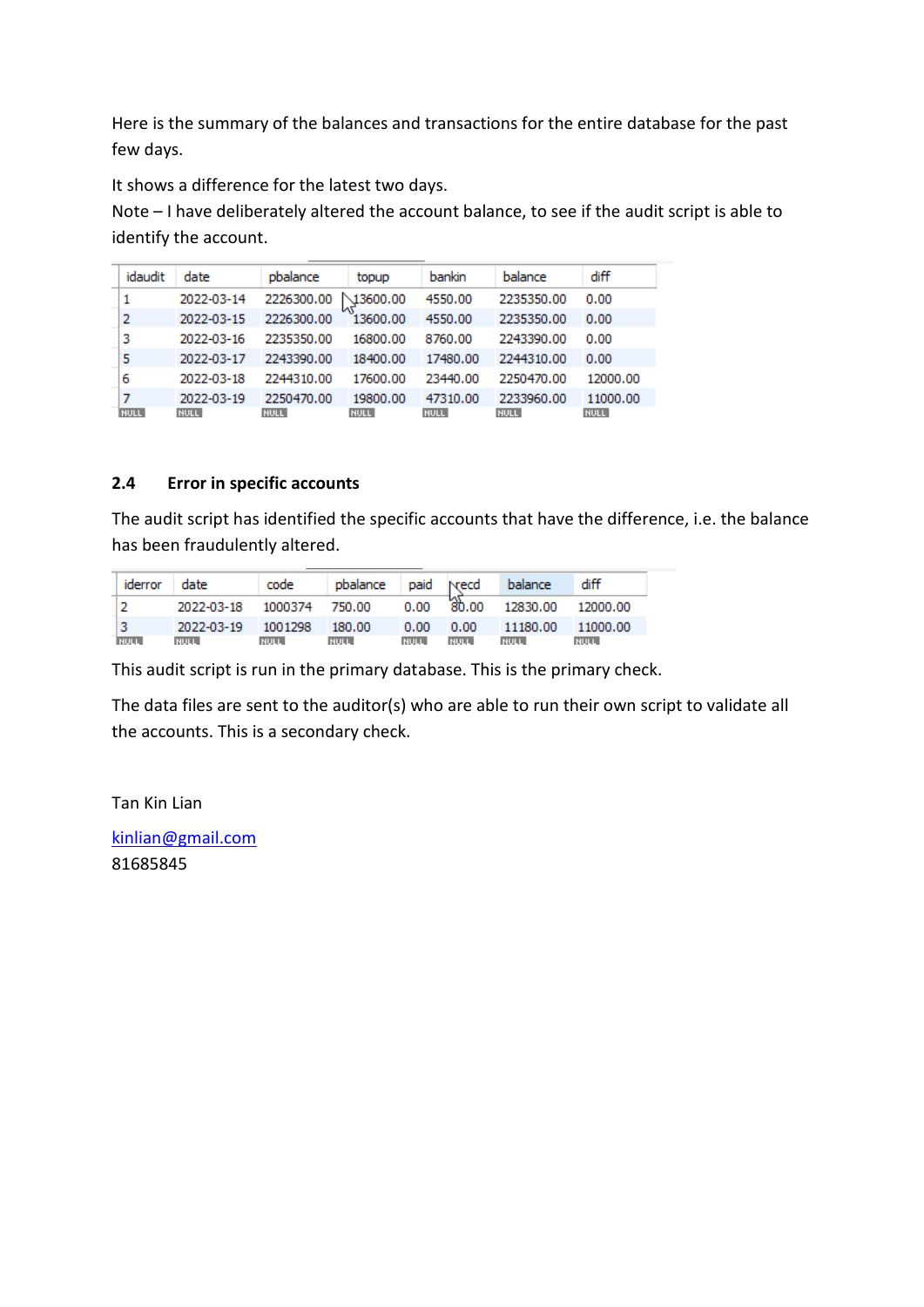Here is the summary of the balances and transactions for the entire database for the past few days.

It shows a difference for the latest two days.
Note – I have deliberately altered the account balance, to see if the audit script is able to identify the account.

| idaudit | date | pbalance | topup | bankin | balance | diff |
|---|---|---|---|---|---|---|
| 1 | 2022-03-14 | 2226300.00 | 13600.00 | 4550.00 | 2235350.00 | 0.00 |
| 2 | 2022-03-15 | 2226300.00 | 13600.00 | 4550.00 | 2235350.00 | 0.00 |
| 3 | 2022-03-16 | 2235350.00 | 16800.00 | 8760.00 | 2243390.00 | 0.00 |
| 5 | 2022-03-17 | 2243390.00 | 18400.00 | 17480.00 | 2244310.00 | 0.00 |
| 6 | 2022-03-18 | 2244310.00 | 17600.00 | 23440.00 | 2250470.00 | 12000.00 |
| 7 | 2022-03-19 | 2250470.00 | 19800.00 | 47310.00 | 2233960.00 | 11000.00 |
| NULL | NULL | NULL | NULL | NULL | NULL | NULL |

## 2.4 Error in specific accounts

The audit script has identified the specific accounts that have the difference, i.e. the balance has been fraudulently altered.

| iderror | date | code | pbalance | paid | recd | balance | diff |
|---|---|---|---|---|---|---|---|
| 2 | 2022-03-18 | 1000374 | 750.00 | 0.00 | 80.00 | 12830.00 | 12000.00 |
| 3 | 2022-03-19 | 1001298 | 180.00 | 0.00 | 0.00 | 11180.00 | 11000.00 |
| NULL | NULL | NULL | NULL | NULL | NULL | NULL | NULL |

This audit script is run in the primary database. This is the primary check.

The data files are sent to the auditor(s) who are able to run their own script to validate all the accounts. This is a secondary check.

Tan Kin Lian

kinlian@gmail.com
81685845